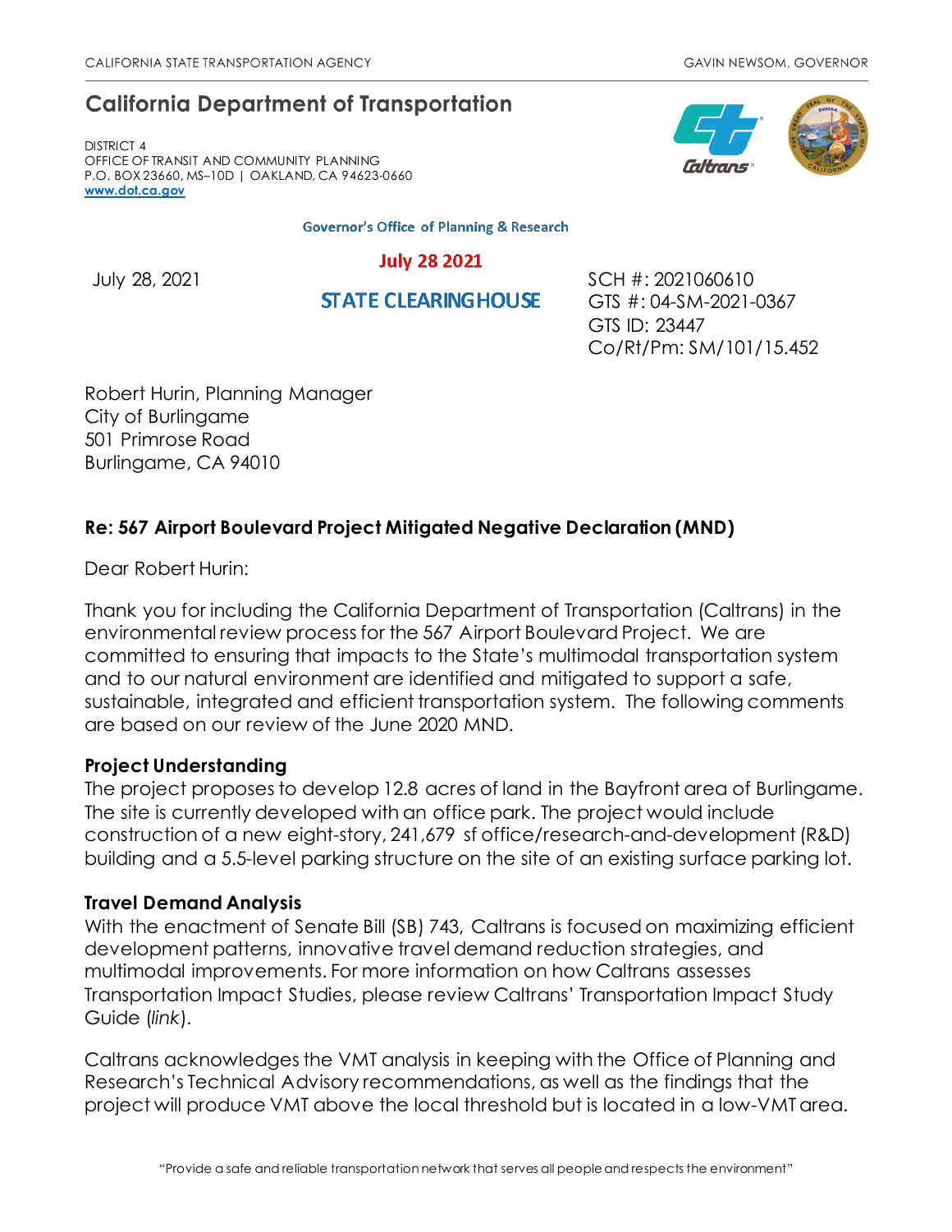CALIFORNIA STATE TRANSPORTATION AGENCY GAVIN NEWSOM, GOVERNOR

## California Department of Transportation

DISTRICT 4
OFFICE OF TRANSIT AND COMMUNITY PLANNING
P.O. BOX 23660, MS–10D | OAKLAND, CA 94623-0660
www.dot.ca.gov

Governor's Office of Planning & Research

**July 28 2021**

**STATE CLEARINGHOUSE**

July 28, 2021

SCH #: 2021060610
GTS #: 04-SM-2021-0367
GTS ID: 23447
Co/Rt/Pm: SM/101/15.452

Robert Hurin, Planning Manager
City of Burlingame
501 Primrose Road
Burlingame, CA 94010

**Re: 567 Airport Boulevard Project Mitigated Negative Declaration (MND)**

Dear Robert Hurin:

Thank you for including the California Department of Transportation (Caltrans) in the environmental review process for the 567 Airport Boulevard Project. We are committed to ensuring that impacts to the State's multimodal transportation system and to our natural environment are identified and mitigated to support a safe, sustainable, integrated and efficient transportation system. The following comments are based on our review of the June 2020 MND.

**Project Understanding**

The project proposes to develop 12.8 acres of land in the Bayfront area of Burlingame. The site is currently developed with an office park. The project would include construction of a new eight-story, 241,679 sf office/research-and-development (R&D) building and a 5.5-level parking structure on the site of an existing surface parking lot.

**Travel Demand Analysis**

With the enactment of Senate Bill (SB) 743, Caltrans is focused on maximizing efficient development patterns, innovative travel demand reduction strategies, and multimodal improvements. For more information on how Caltrans assesses Transportation Impact Studies, please review Caltrans' Transportation Impact Study Guide (*link*).

Caltrans acknowledges the VMT analysis in keeping with the Office of Planning and Research's Technical Advisory recommendations, as well as the findings that the project will produce VMT above the local threshold but is located in a low-VMT area.

"Provide a safe and reliable transportation network that serves all people and respects the environment"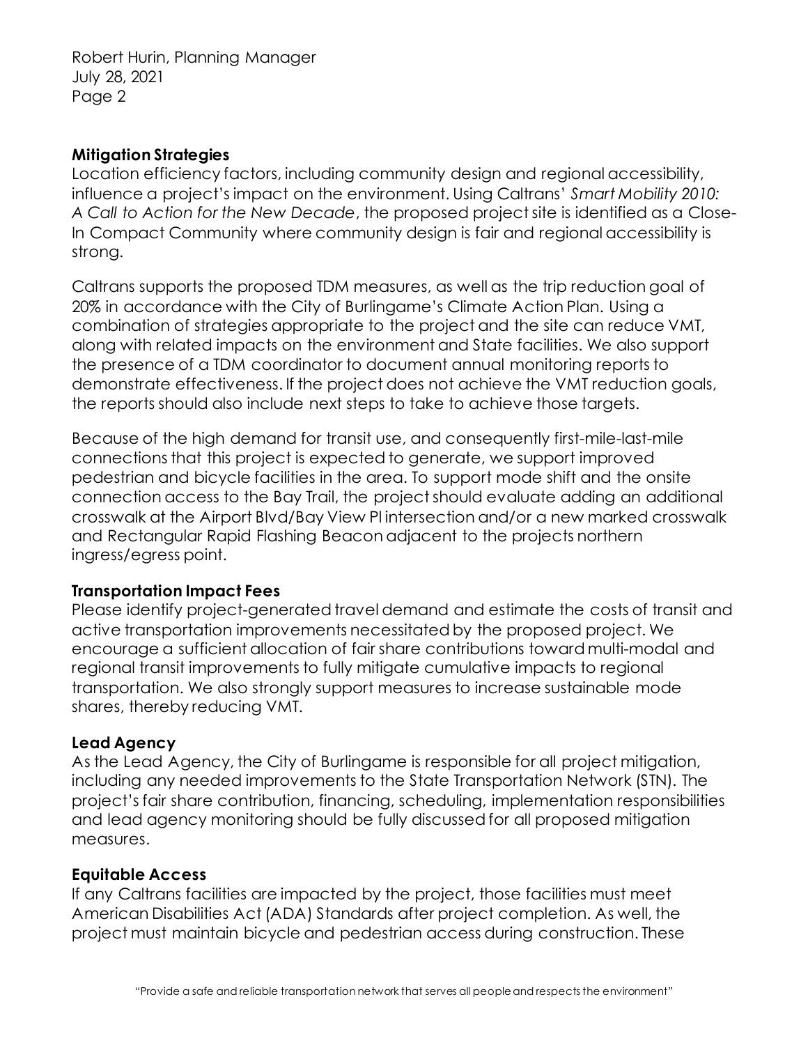## Mitigation Strategies

Location efficiency factors, including community design and regional accessibility, influence a project's impact on the environment. Using Caltrans' *Smart Mobility 2010: A Call to Action for the New Decade*, the proposed project site is identified as a Close-In Compact Community where community design is fair and regional accessibility is strong.

Caltrans supports the proposed TDM measures, as well as the trip reduction goal of 20% in accordance with the City of Burlingame's Climate Action Plan. Using a combination of strategies appropriate to the project and the site can reduce VMT, along with related impacts on the environment and State facilities. We also support the presence of a TDM coordinator to document annual monitoring reports to demonstrate effectiveness. If the project does not achieve the VMT reduction goals, the reports should also include next steps to take to achieve those targets.

Because of the high demand for transit use, and consequently first-mile-last-mile connections that this project is expected to generate, we support improved pedestrian and bicycle facilities in the area. To support mode shift and the onsite connection access to the Bay Trail, the project should evaluate adding an additional crosswalk at the Airport Blvd/Bay View Pl intersection and/or a new marked crosswalk and Rectangular Rapid Flashing Beacon adjacent to the projects northern ingress/egress point.

## Transportation Impact Fees

Please identify project-generated travel demand and estimate the costs of transit and active transportation improvements necessitated by the proposed project. We encourage a sufficient allocation of fair share contributions toward multi-modal and regional transit improvements to fully mitigate cumulative impacts to regional transportation. We also strongly support measures to increase sustainable mode shares, thereby reducing VMT.

## Lead Agency

As the Lead Agency, the City of Burlingame is responsible for all project mitigation, including any needed improvements to the State Transportation Network (STN). The project's fair share contribution, financing, scheduling, implementation responsibilities and lead agency monitoring should be fully discussed for all proposed mitigation measures.

## Equitable Access

If any Caltrans facilities are impacted by the project, those facilities must meet American Disabilities Act (ADA) Standards after project completion. As well, the project must maintain bicycle and pedestrian access during construction. These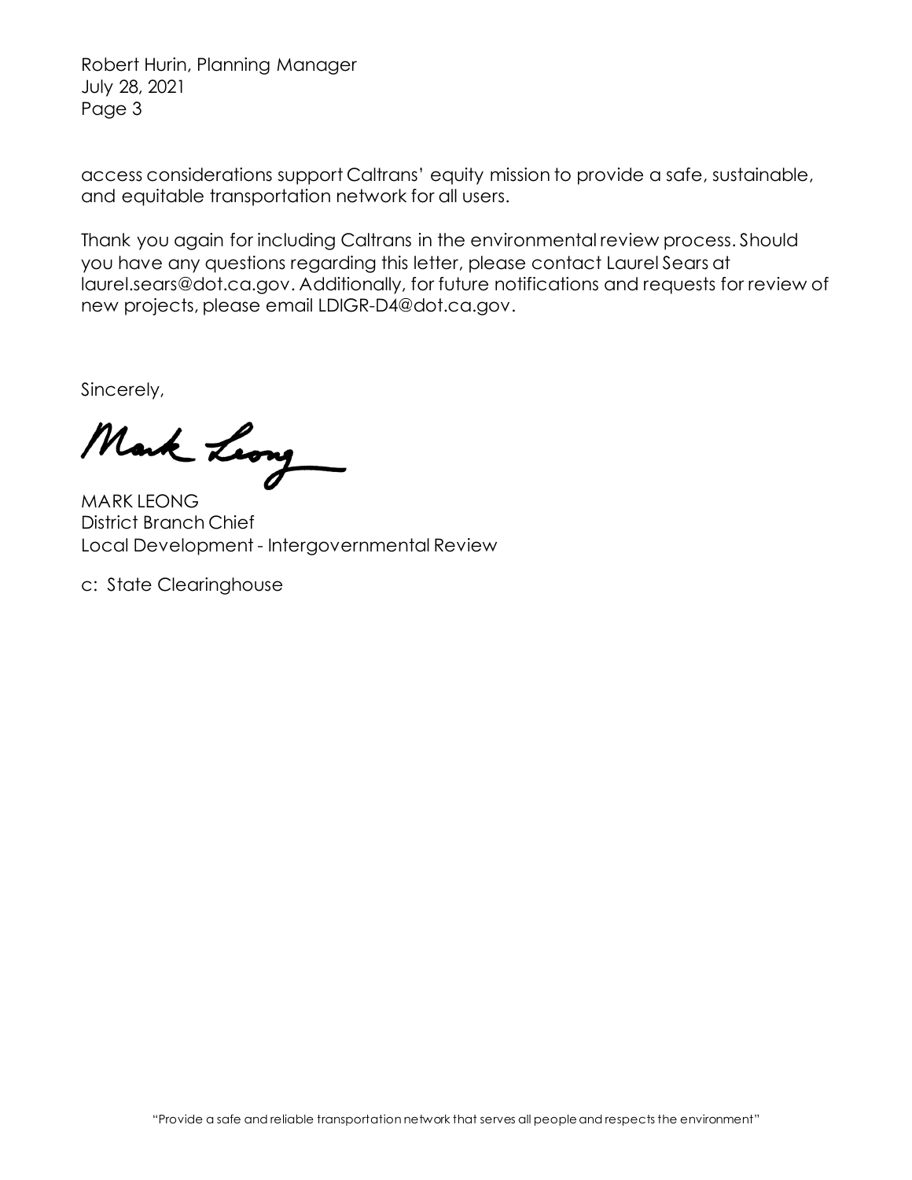access considerations support Caltrans' equity mission to provide a safe, sustainable, and equitable transportation network for all users.

Thank you again for including Caltrans in the environmental review process. Should you have any questions regarding this letter, please contact Laurel Sears at laurel.sears@dot.ca.gov. Additionally, for future notifications and requests for review of new projects, please email LDIGR-D4@dot.ca.gov.

Sincerely,

MARK LEONG  
District Branch Chief  
Local Development - Intergovernmental Review

c: State Clearinghouse

"Provide a safe and reliable transportation network that serves all people and respects the environment"